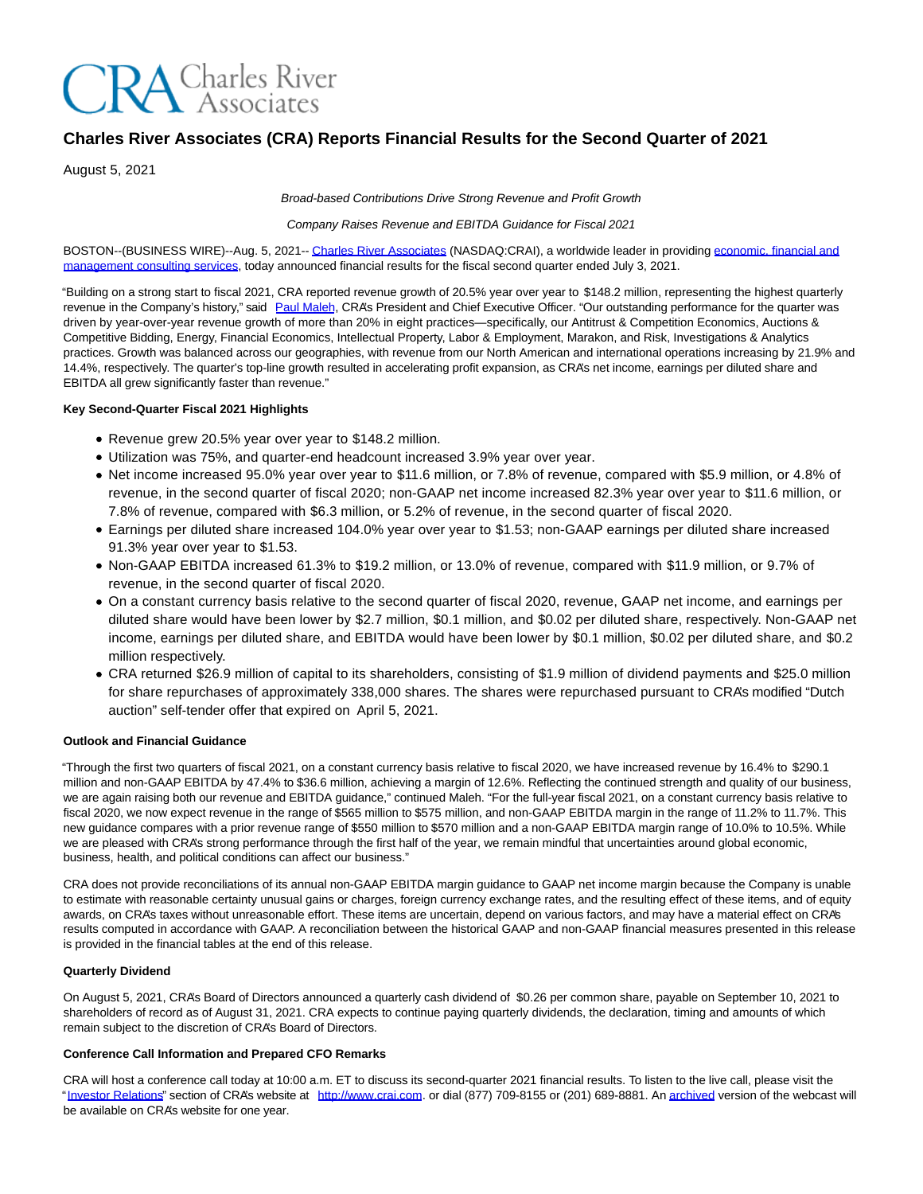# Charles River Associates (CRA) Reports Financial Results for the Second Quarter of 2021

August 5, 2021

*Broad-based Contributions Drive Strong Revenue and Profit Growth*

*Company Raises Revenue and EBITDA Guidance for Fiscal 2021*

BOSTON--(BUSINESS WIRE)--Aug. 5, 2021-- Charles River Associates (NASDAQ:CRAI), a worldwide leader in providing economic, financial and management consulting services, today announced financial results for the fiscal second quarter ended July 3, 2021.

"Building on a strong start to fiscal 2021, CRA reported revenue growth of 20.5% year over year to $148.2 million, representing the highest quarterly revenue in the Company's history," said Paul Maleh, CRA's President and Chief Executive Officer. "Our outstanding performance for the quarter was driven by year-over-year revenue growth of more than 20% in eight practices—specifically, our Antitrust & Competition Economics, Auctions & Competitive Bidding, Energy, Financial Economics, Intellectual Property, Labor & Employment, Marakon, and Risk, Investigations & Analytics practices. Growth was balanced across our geographies, with revenue from our North American and international operations increasing by 21.9% and 14.4%, respectively. The quarter's top-line growth resulted in accelerating profit expansion, as CRA's net income, earnings per diluted share and EBITDA all grew significantly faster than revenue."

**Key Second-Quarter Fiscal 2021 Highlights**

- Revenue grew 20.5% year over year to $148.2 million.
- Utilization was 75%, and quarter-end headcount increased 3.9% year over year.
- Net income increased 95.0% year over year to $11.6 million, or 7.8% of revenue, compared with $5.9 million, or 4.8% of revenue, in the second quarter of fiscal 2020; non-GAAP net income increased 82.3% year over year to $11.6 million, or 7.8% of revenue, compared with $6.3 million, or 5.2% of revenue, in the second quarter of fiscal 2020.
- Earnings per diluted share increased 104.0% year over year to $1.53; non-GAAP earnings per diluted share increased 91.3% year over year to $1.53.
- Non-GAAP EBITDA increased 61.3% to $19.2 million, or 13.0% of revenue, compared with $11.9 million, or 9.7% of revenue, in the second quarter of fiscal 2020.
- On a constant currency basis relative to the second quarter of fiscal 2020, revenue, GAAP net income, and earnings per diluted share would have been lower by $2.7 million, $0.1 million, and $0.02 per diluted share, respectively. Non-GAAP net income, earnings per diluted share, and EBITDA would have been lower by $0.1 million, $0.02 per diluted share, and $0.2 million respectively.
- CRA returned $26.9 million of capital to its shareholders, consisting of $1.9 million of dividend payments and $25.0 million for share repurchases of approximately 338,000 shares. The shares were repurchased pursuant to CRA's modified "Dutch auction" self-tender offer that expired on April 5, 2021.

**Outlook and Financial Guidance**

"Through the first two quarters of fiscal 2021, on a constant currency basis relative to fiscal 2020, we have increased revenue by 16.4% to $290.1 million and non-GAAP EBITDA by 47.4% to $36.6 million, achieving a margin of 12.6%. Reflecting the continued strength and quality of our business, we are again raising both our revenue and EBITDA guidance," continued Maleh. "For the full-year fiscal 2021, on a constant currency basis relative to fiscal 2020, we now expect revenue in the range of $565 million to $575 million, and non-GAAP EBITDA margin in the range of 11.2% to 11.7%. This new guidance compares with a prior revenue range of $550 million to $570 million and a non-GAAP EBITDA margin range of 10.0% to 10.5%. While we are pleased with CRA's strong performance through the first half of the year, we remain mindful that uncertainties around global economic, business, health, and political conditions can affect our business."

CRA does not provide reconciliations of its annual non-GAAP EBITDA margin guidance to GAAP net income margin because the Company is unable to estimate with reasonable certainty unusual gains or charges, foreign currency exchange rates, and the resulting effect of these items, and of equity awards, on CRA's taxes without unreasonable effort. These items are uncertain, depend on various factors, and may have a material effect on CRA's results computed in accordance with GAAP. A reconciliation between the historical GAAP and non-GAAP financial measures presented in this release is provided in the financial tables at the end of this release.

**Quarterly Dividend**

On August 5, 2021, CRA's Board of Directors announced a quarterly cash dividend of $0.26 per common share, payable on September 10, 2021 to shareholders of record as of August 31, 2021. CRA expects to continue paying quarterly dividends, the declaration, timing and amounts of which remain subject to the discretion of CRA's Board of Directors.

**Conference Call Information and Prepared CFO Remarks**

CRA will host a conference call today at 10:00 a.m. ET to discuss its second-quarter 2021 financial results. To listen to the live call, please visit the "Investor Relations" section of CRA's website at http://www.crai.com. or dial (877) 709-8155 or (201) 689-8881. An archived version of the webcast will be available on CRA's website for one year.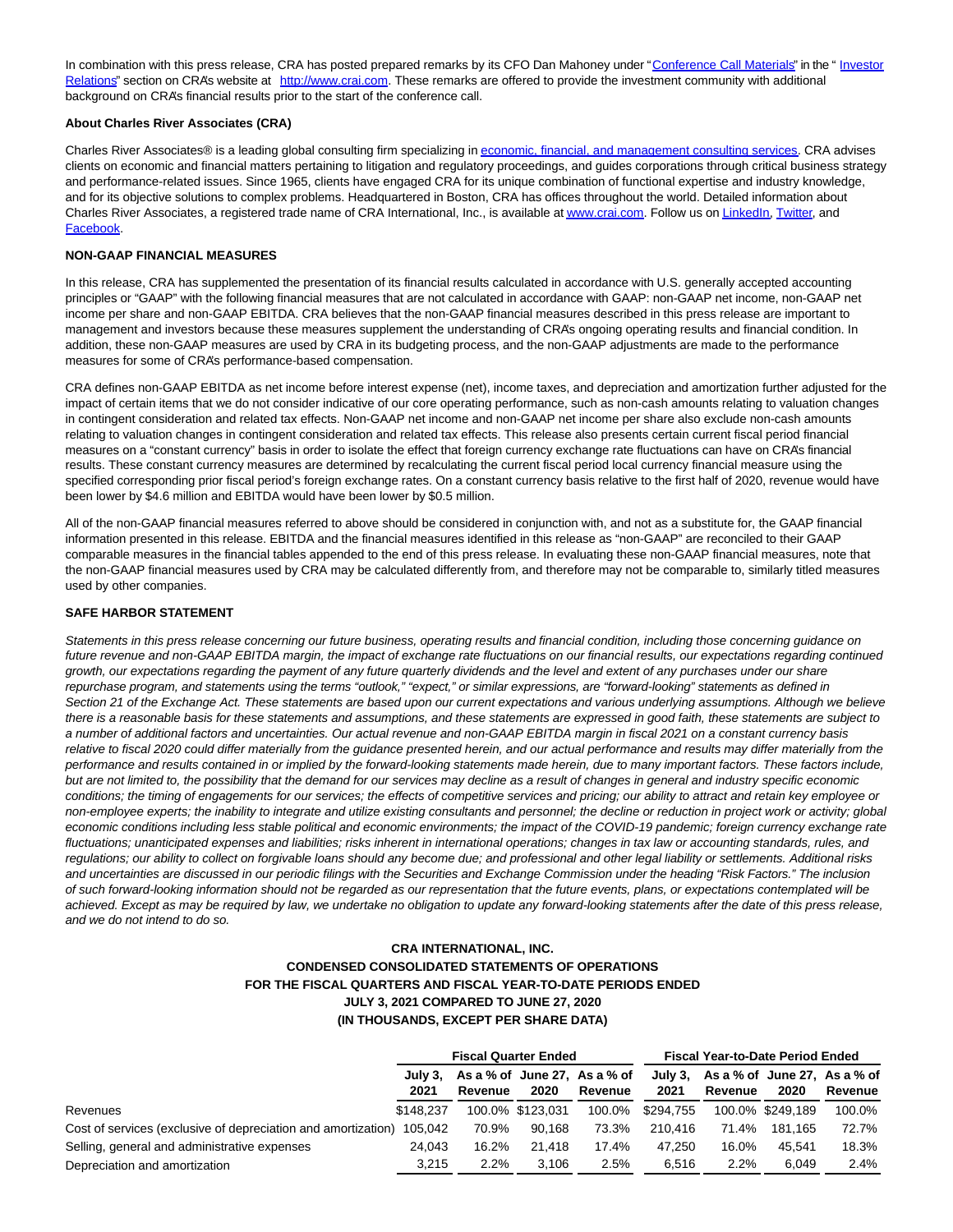In combination with this press release, CRA has posted prepared remarks by its CFO Dan Mahoney under "Conference Call Materials" in the " Investor Relations" section on CRA's website at http://www.crai.com. These remarks are offered to provide the investment community with additional background on CRA's financial results prior to the start of the conference call.

**About Charles River Associates (CRA)**

Charles River Associates® is a leading global consulting firm specializing in economic, financial, and management consulting services. CRA advises clients on economic and financial matters pertaining to litigation and regulatory proceedings, and guides corporations through critical business strategy and performance-related issues. Since 1965, clients have engaged CRA for its unique combination of functional expertise and industry knowledge, and for its objective solutions to complex problems. Headquartered in Boston, CRA has offices throughout the world. Detailed information about Charles River Associates, a registered trade name of CRA International, Inc., is available at www.crai.com. Follow us on LinkedIn, Twitter, and Facebook.

**NON-GAAP FINANCIAL MEASURES**

In this release, CRA has supplemented the presentation of its financial results calculated in accordance with U.S. generally accepted accounting principles or "GAAP" with the following financial measures that are not calculated in accordance with GAAP: non-GAAP net income, non-GAAP net income per share and non-GAAP EBITDA. CRA believes that the non-GAAP financial measures described in this press release are important to management and investors because these measures supplement the understanding of CRA's ongoing operating results and financial condition. In addition, these non-GAAP measures are used by CRA in its budgeting process, and the non-GAAP adjustments are made to the performance measures for some of CRA's performance-based compensation.

CRA defines non-GAAP EBITDA as net income before interest expense (net), income taxes, and depreciation and amortization further adjusted for the impact of certain items that we do not consider indicative of our core operating performance, such as non-cash amounts relating to valuation changes in contingent consideration and related tax effects. Non-GAAP net income and non-GAAP net income per share also exclude non-cash amounts relating to valuation changes in contingent consideration and related tax effects. This release also presents certain current fiscal period financial measures on a "constant currency" basis in order to isolate the effect that foreign currency exchange rate fluctuations can have on CRA's financial results. These constant currency measures are determined by recalculating the current fiscal period local currency financial measure using the specified corresponding prior fiscal period's foreign exchange rates. On a constant currency basis relative to the first half of 2020, revenue would have been lower by $4.6 million and EBITDA would have been lower by $0.5 million.

All of the non-GAAP financial measures referred to above should be considered in conjunction with, and not as a substitute for, the GAAP financial information presented in this release. EBITDA and the financial measures identified in this release as "non-GAAP" are reconciled to their GAAP comparable measures in the financial tables appended to the end of this press release. In evaluating these non-GAAP financial measures, note that the non-GAAP financial measures used by CRA may be calculated differently from, and therefore may not be comparable to, similarly titled measures used by other companies.

**SAFE HARBOR STATEMENT**

*Statements in this press release concerning our future business, operating results and financial condition, including those concerning guidance on future revenue and non-GAAP EBITDA margin, the impact of exchange rate fluctuations on our financial results, our expectations regarding continued growth, our expectations regarding the payment of any future quarterly dividends and the level and extent of any purchases under our share repurchase program, and statements using the terms "outlook," "expect," or similar expressions, are "forward-looking" statements as defined in Section 21 of the Exchange Act. These statements are based upon our current expectations and various underlying assumptions. Although we believe there is a reasonable basis for these statements and assumptions, and these statements are expressed in good faith, these statements are subject to a number of additional factors and uncertainties. Our actual revenue and non-GAAP EBITDA margin in fiscal 2021 on a constant currency basis relative to fiscal 2020 could differ materially from the guidance presented herein, and our actual performance and results may differ materially from the performance and results contained in or implied by the forward-looking statements made herein, due to many important factors. These factors include, but are not limited to, the possibility that the demand for our services may decline as a result of changes in general and industry specific economic conditions; the timing of engagements for our services; the effects of competitive services and pricing; our ability to attract and retain key employee or non-employee experts; the inability to integrate and utilize existing consultants and personnel; the decline or reduction in project work or activity; global economic conditions including less stable political and economic environments; the impact of the COVID-19 pandemic; foreign currency exchange rate fluctuations; unanticipated expenses and liabilities; risks inherent in international operations; changes in tax law or accounting standards, rules, and regulations; our ability to collect on forgivable loans should any become due; and professional and other legal liability or settlements. Additional risks and uncertainties are discussed in our periodic filings with the Securities and Exchange Commission under the heading "Risk Factors." The inclusion of such forward-looking information should not be regarded as our representation that the future events, plans, or expectations contemplated will be achieved. Except as may be required by law, we undertake no obligation to update any forward-looking statements after the date of this press release, and we do not intend to do so.*

**CRA INTERNATIONAL, INC.**
**CONDENSED CONSOLIDATED STATEMENTS OF OPERATIONS**
**FOR THE FISCAL QUARTERS AND FISCAL YEAR-TO-DATE PERIODS ENDED**
**JULY 3, 2021 COMPARED TO JUNE 27, 2020**
**(IN THOUSANDS, EXCEPT PER SHARE DATA)**

| | Fiscal Quarter Ended | | | | Fiscal Year-to-Date Period Ended | | | |
|---|---|---|---|---|---|---|---|---|
| | July 3, 2021 | As a % of Revenue | June 27, 2020 | As a % of Revenue | July 3, 2021 | As a % of Revenue | June 27, 2020 | As a % of Revenue |
| Revenues | $148,237 | 100.0% | $123,031 | 100.0% | $294,755 | 100.0% | $249,189 | 100.0% |
| Cost of services (exclusive of depreciation and amortization) | 105,042 | 70.9% | 90,168 | 73.3% | 210,416 | 71.4% | 181,165 | 72.7% |
| Selling, general and administrative expenses | 24,043 | 16.2% | 21,418 | 17.4% | 47,250 | 16.0% | 45,541 | 18.3% |
| Depreciation and amortization | 3,215 | 2.2% | 3,106 | 2.5% | 6,516 | 2.2% | 6,049 | 2.4% |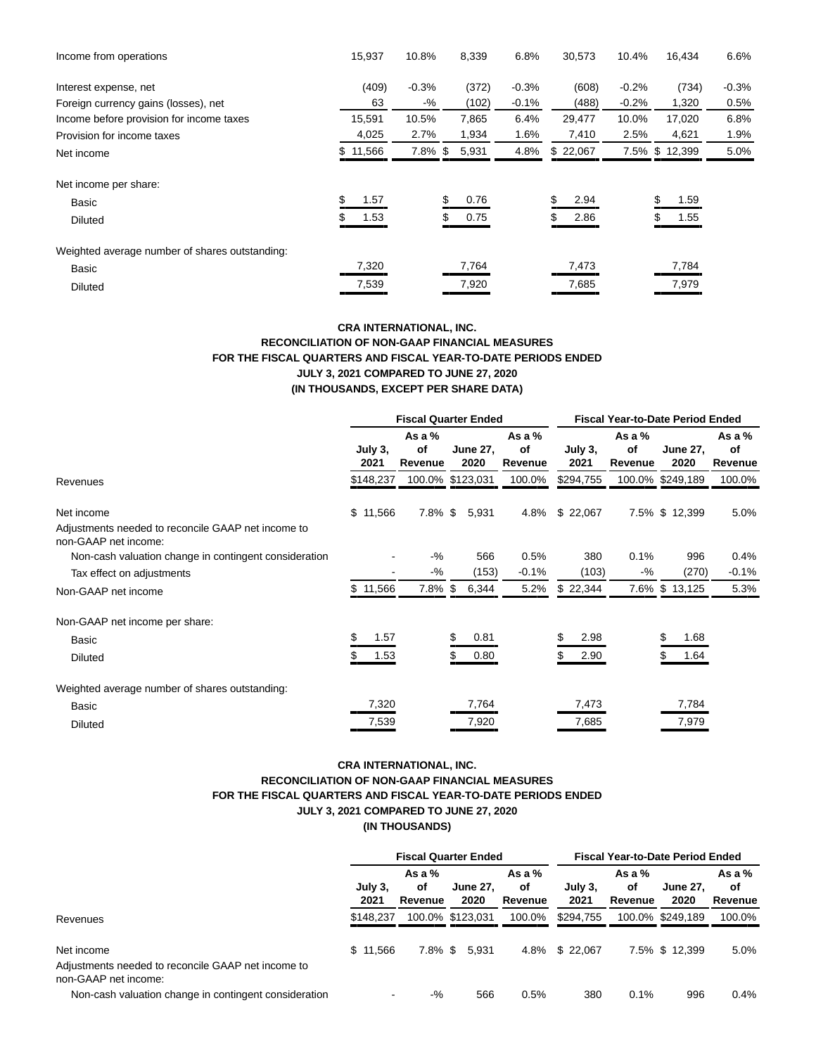| | | | | | | | | |
|---|---|---|---|---|---|---|---|---|
| Income from operations | 15,937 | 10.8% | 8,339 | 6.8% | 30,573 | 10.4% | 16,434 | 6.6% |
| Interest expense, net | (409) | -0.3% | (372) | -0.3% | (608) | -0.2% | (734) | -0.3% |
| Foreign currency gains (losses), net | 63 | -% | (102) | -0.1% | (488) | -0.2% | 1,320 | 0.5% |
| Income before provision for income taxes | 15,591 | 10.5% | 7,865 | 6.4% | 29,477 | 10.0% | 17,020 | 6.8% |
| Provision for income taxes | 4,025 | 2.7% | 1,934 | 1.6% | 7,410 | 2.5% | 4,621 | 1.9% |
| Net income | $ 11,566 | 7.8% | $ 5,931 | 4.8% | $ 22,067 | 7.5% | $ 12,399 | 5.0% |
| Net income per share: | | | | | | | | |
| Basic | $ 1.57 | | $ 0.76 | | $ 2.94 | | $ 1.59 | |
| Diluted | $ 1.53 | | $ 0.75 | | $ 2.86 | | $ 1.55 | |
| Weighted average number of shares outstanding: | | | | | | | | |
| Basic | 7,320 | | 7,764 | | 7,473 | | 7,784 | |
| Diluted | 7,539 | | 7,920 | | 7,685 | | 7,979 | |

**CRA INTERNATIONAL, INC.**
**RECONCILIATION OF NON-GAAP FINANCIAL MEASURES**
**FOR THE FISCAL QUARTERS AND FISCAL YEAR-TO-DATE PERIODS ENDED**
**JULY 3, 2021 COMPARED TO JUNE 27, 2020**
**(IN THOUSANDS, EXCEPT PER SHARE DATA)**

| | Fiscal Quarter Ended | | | | Fiscal Year-to-Date Period Ended | | | |
|---|---|---|---|---|---|---|---|---|
| | July 3, 2021 | As a % of Revenue | June 27, 2020 | As a % of Revenue | July 3, 2021 | As a % of Revenue | June 27, 2020 | As a % of Revenue |
| Revenues | $148,237 | 100.0% | $123,031 | 100.0% | $294,755 | 100.0% | $249,189 | 100.0% |
| Net income | $ 11,566 | 7.8% | $ 5,931 | 4.8% | $ 22,067 | 7.5% | $ 12,399 | 5.0% |
| Adjustments needed to reconcile GAAP net income to non-GAAP net income: | | | | | | | | |
| Non-cash valuation change in contingent consideration | - | -% | 566 | 0.5% | 380 | 0.1% | 996 | 0.4% |
| Tax effect on adjustments | - | -% | (153) | -0.1% | (103) | -% | (270) | -0.1% |
| Non-GAAP net income | $ 11,566 | 7.8% | $ 6,344 | 5.2% | $ 22,344 | 7.6% | $ 13,125 | 5.3% |
| Non-GAAP net income per share: | | | | | | | | |
| Basic | $ 1.57 | | $ 0.81 | | $ 2.98 | | $ 1.68 | |
| Diluted | $ 1.53 | | $ 0.80 | | $ 2.90 | | $ 1.64 | |
| Weighted average number of shares outstanding: | | | | | | | | |
| Basic | 7,320 | | 7,764 | | 7,473 | | 7,784 | |
| Diluted | 7,539 | | 7,920 | | 7,685 | | 7,979 | |

**CRA INTERNATIONAL, INC.**
**RECONCILIATION OF NON-GAAP FINANCIAL MEASURES**
**FOR THE FISCAL QUARTERS AND FISCAL YEAR-TO-DATE PERIODS ENDED**
**JULY 3, 2021 COMPARED TO JUNE 27, 2020**
**(IN THOUSANDS)**

| | Fiscal Quarter Ended | | | | Fiscal Year-to-Date Period Ended | | | |
|---|---|---|---|---|---|---|---|---|
| | July 3, 2021 | As a % of Revenue | June 27, 2020 | As a % of Revenue | July 3, 2021 | As a % of Revenue | June 27, 2020 | As a % of Revenue |
| Revenues | $148,237 | 100.0% | $123,031 | 100.0% | $294,755 | 100.0% | $249,189 | 100.0% |
| Net income | $ 11,566 | 7.8% | $ 5,931 | 4.8% | $ 22,067 | 7.5% | $ 12,399 | 5.0% |
| Adjustments needed to reconcile GAAP net income to non-GAAP net income: | | | | | | | | |
| Non-cash valuation change in contingent consideration | - | -% | 566 | 0.5% | 380 | 0.1% | 996 | 0.4% |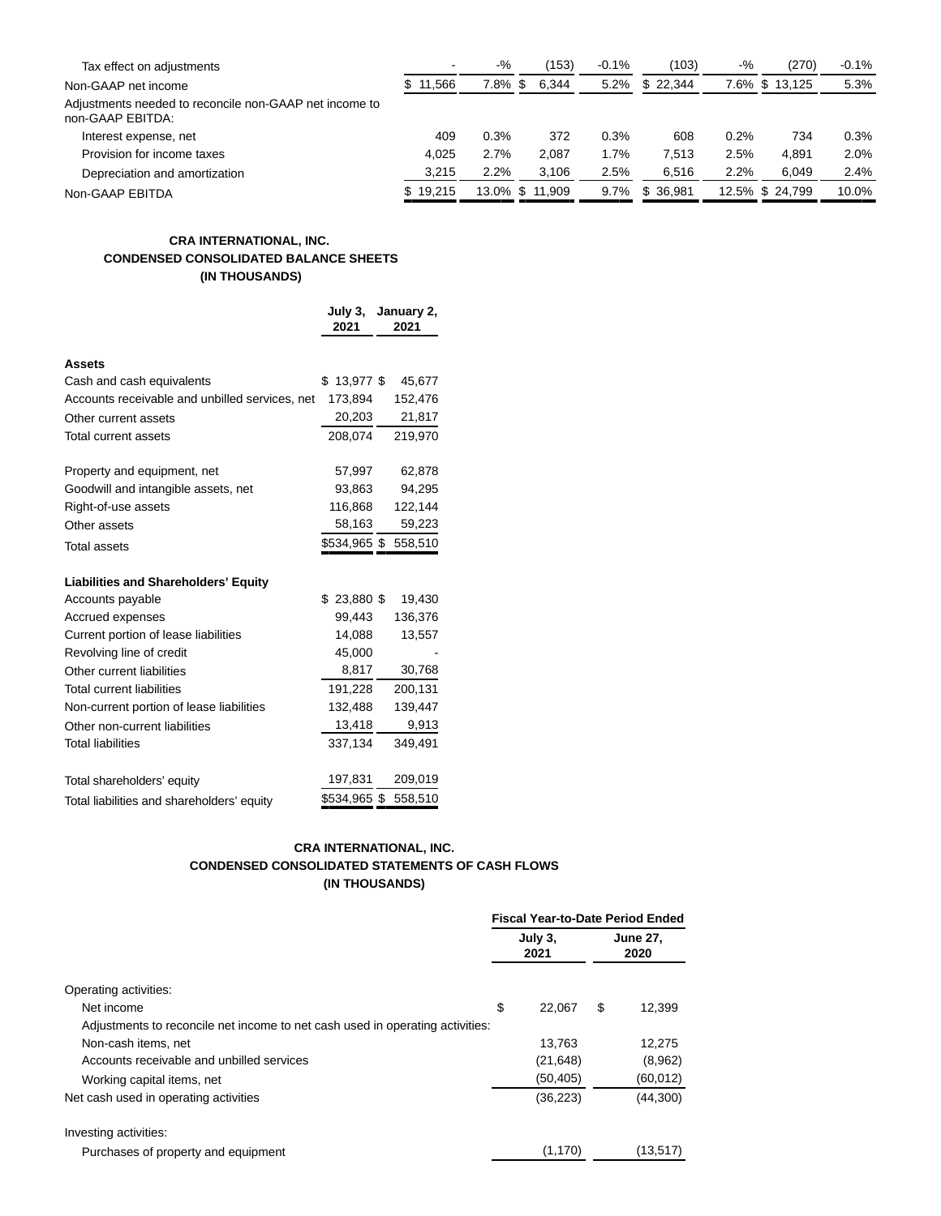| | | | | | | | | |
|---|---|---|---|---|---|---|---|---|
| Tax effect on adjustments | - | -% | (153) | -0.1% | (103) | -% | (270) | -0.1% |
| Non-GAAP net income | $ 11,566 | 7.8% | $ 6,344 | 5.2% | $ 22,344 | 7.6% | $ 13,125 | 5.3% |
| Adjustments needed to reconcile non-GAAP net income to non-GAAP EBITDA: | | | | | | | | |
| Interest expense, net | 409 | 0.3% | 372 | 0.3% | 608 | 0.2% | 734 | 0.3% |
| Provision for income taxes | 4,025 | 2.7% | 2,087 | 1.7% | 7,513 | 2.5% | 4,891 | 2.0% |
| Depreciation and amortization | 3,215 | 2.2% | 3,106 | 2.5% | 6,516 | 2.2% | 6,049 | 2.4% |
| Non-GAAP EBITDA | $ 19,215 | 13.0% | $ 11,909 | 9.7% | $ 36,981 | 12.5% | $ 24,799 | 10.0% |

**CRA INTERNATIONAL, INC.**
**CONDENSED CONSOLIDATED BALANCE SHEETS**
**(IN THOUSANDS)**

| | July 3, 2021 | January 2, 2021 |
|---|---|---|
| **Assets** | | |
| Cash and cash equivalents | $ 13,977 | $ 45,677 |
| Accounts receivable and unbilled services, net | 173,894 | 152,476 |
| Other current assets | 20,203 | 21,817 |
| Total current assets | 208,074 | 219,970 |
| | | |
| Property and equipment, net | 57,997 | 62,878 |
| Goodwill and intangible assets, net | 93,863 | 94,295 |
| Right-of-use assets | 116,868 | 122,144 |
| Other assets | 58,163 | 59,223 |
| Total assets | $534,965 | $ 558,510 |
| | | |
| **Liabilities and Shareholders' Equity** | | |
| Accounts payable | $ 23,880 | $ 19,430 |
| Accrued expenses | 99,443 | 136,376 |
| Current portion of lease liabilities | 14,088 | 13,557 |
| Revolving line of credit | 45,000 | - |
| Other current liabilities | 8,817 | 30,768 |
| Total current liabilities | 191,228 | 200,131 |
| Non-current portion of lease liabilities | 132,488 | 139,447 |
| Other non-current liabilities | 13,418 | 9,913 |
| Total liabilities | 337,134 | 349,491 |
| | | |
| Total shareholders' equity | 197,831 | 209,019 |
| Total liabilities and shareholders' equity | $534,965 | $ 558,510 |

**CRA INTERNATIONAL, INC.**
**CONDENSED CONSOLIDATED STATEMENTS OF CASH FLOWS**
**(IN THOUSANDS)**

| | Fiscal Year-to-Date Period Ended | |
|---|---|---|
| | July 3, 2021 | June 27, 2020 |
| Operating activities: | | |
| Net income | $ 22,067 | $ 12,399 |
| Adjustments to reconcile net income to net cash used in operating activities: | | |
| Non-cash items, net | 13,763 | 12,275 |
| Accounts receivable and unbilled services | (21,648) | (8,962) |
| Working capital items, net | (50,405) | (60,012) |
| Net cash used in operating activities | (36,223) | (44,300) |
| | | |
| Investing activities: | | |
| Purchases of property and equipment | (1,170) | (13,517) |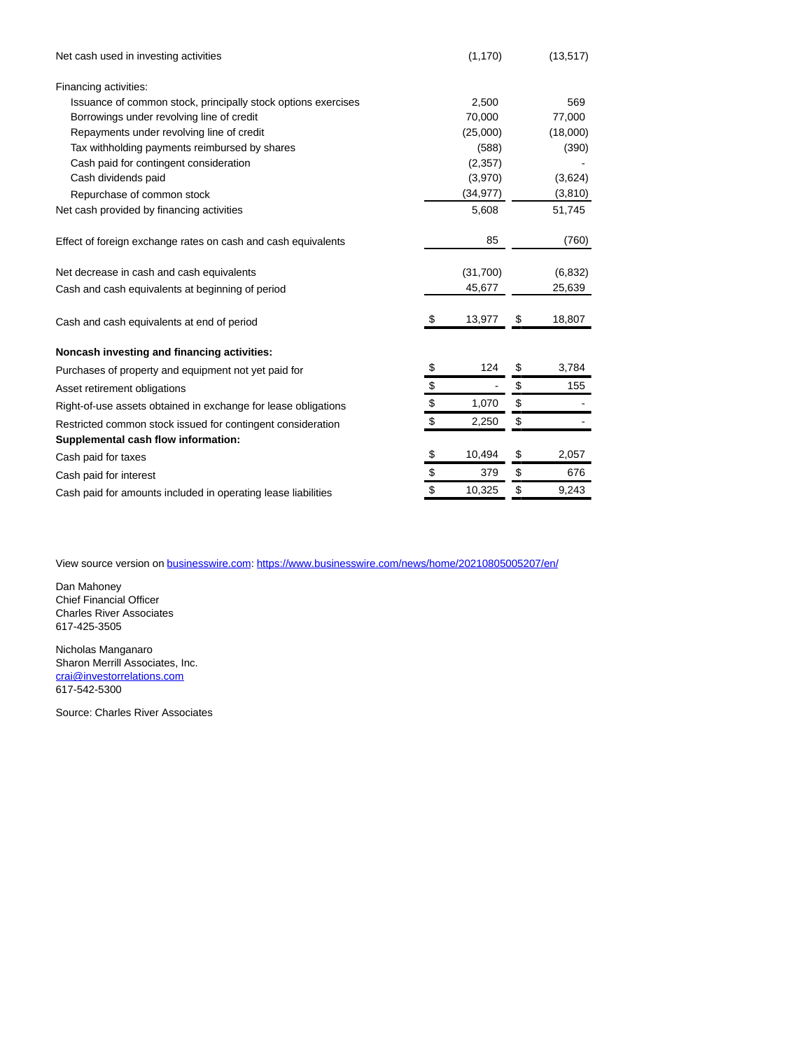| | | |
|---|---|---|
| Net cash used in investing activities | (1,170) | (13,517) |
| Financing activities: | | |
| Issuance of common stock, principally stock options exercises | 2,500 | 569 |
| Borrowings under revolving line of credit | 70,000 | 77,000 |
| Repayments under revolving line of credit | (25,000) | (18,000) |
| Tax withholding payments reimbursed by shares | (588) | (390) |
| Cash paid for contingent consideration | (2,357) | - |
| Cash dividends paid | (3,970) | (3,624) |
| Repurchase of common stock | (34,977) | (3,810) |
| Net cash provided by financing activities | 5,608 | 51,745 |
| Effect of foreign exchange rates on cash and cash equivalents | 85 | (760) |
| Net decrease in cash and cash equivalents | (31,700) | (6,832) |
| Cash and cash equivalents at beginning of period | 45,677 | 25,639 |
| Cash and cash equivalents at end of period | $ 13,977 | $ 18,807 |
| **Noncash investing and financing activities:** | | |
| Purchases of property and equipment not yet paid for | $ 124 | $ 3,784 |
| Asset retirement obligations | $ - | $ 155 |
| Right-of-use assets obtained in exchange for lease obligations | $ 1,070 | $ - |
| Restricted common stock issued for contingent consideration | $ 2,250 | $ - |
| **Supplemental cash flow information:** | | |
| Cash paid for taxes | $ 10,494 | $ 2,057 |
| Cash paid for interest | $ 379 | $ 676 |
| Cash paid for amounts included in operating lease liabilities | $ 10,325 | $ 9,243 |

View source version on businesswire.com: https://www.businesswire.com/news/home/20210805005207/en/

Dan Mahoney
Chief Financial Officer
Charles River Associates
617-425-3505

Nicholas Manganaro
Sharon Merrill Associates, Inc.
crai@investorrelations.com
617-542-5300

Source: Charles River Associates